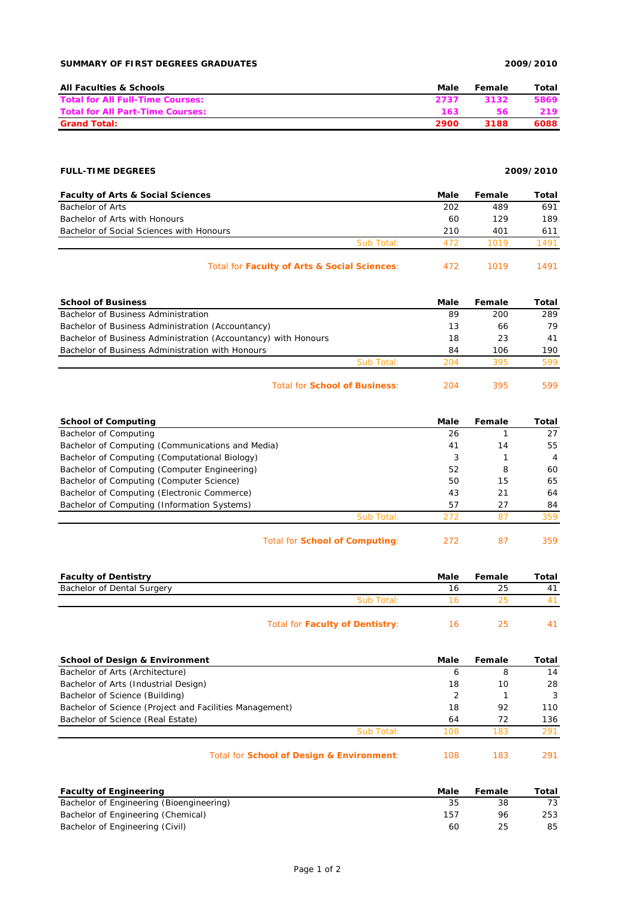**SUMMARY OF FIRST DEGREES GRADUATES** **2009/2010**

| All Faculties & Schools | Male | Female | Total |
|---|---|---|---|
| **Total for All Full-Time Courses:** | **2737** | **3132** | **5869** |
| **Total for All Part-Time Courses:** | **163** | **56** | **219** |
| **Grand Total:** | **2900** | **3188** | **6088** |

**FULL-TIME DEGREES** **2009/2010**

| Faculty of Arts & Social Sciences | Male | Female | Total |
|---|---|---|---|
| Bachelor of Arts | 202 | 489 | 691 |
| Bachelor of Arts with Honours | 60 | 129 | 189 |
| Bachelor of Social Sciences with Honours | 210 | 401 | 611 |
| Sub Total: | 472 | 1019 | 1491 |
| Total for **Faculty of Arts & Social Sciences**: | 472 | 1019 | 1491 |

| School of Business | Male | Female | Total |
|---|---|---|---|
| Bachelor of Business Administration | 89 | 200 | 289 |
| Bachelor of Business Administration (Accountancy) | 13 | 66 | 79 |
| Bachelor of Business Administration (Accountancy) with Honours | 18 | 23 | 41 |
| Bachelor of Business Administration with Honours | 84 | 106 | 190 |
| Sub Total: | 204 | 395 | 599 |
| Total for **School of Business**: | 204 | 395 | 599 |

| School of Computing | Male | Female | Total |
|---|---|---|---|
| Bachelor of Computing | 26 | 1 | 27 |
| Bachelor of Computing (Communications and Media) | 41 | 14 | 55 |
| Bachelor of Computing (Computational Biology) | 3 | 1 | 4 |
| Bachelor of Computing (Computer Engineering) | 52 | 8 | 60 |
| Bachelor of Computing (Computer Science) | 50 | 15 | 65 |
| Bachelor of Computing (Electronic Commerce) | 43 | 21 | 64 |
| Bachelor of Computing (Information Systems) | 57 | 27 | 84 |
| Sub Total: | 272 | 87 | 359 |
| Total for **School of Computing**: | 272 | 87 | 359 |

| Faculty of Dentistry | Male | Female | Total |
|---|---|---|---|
| Bachelor of Dental Surgery | 16 | 25 | 41 |
| Sub Total: | 16 | 25 | 41 |
| Total for **Faculty of Dentistry**: | 16 | 25 | 41 |

| School of Design & Environment | Male | Female | Total |
|---|---|---|---|
| Bachelor of Arts (Architecture) | 6 | 8 | 14 |
| Bachelor of Arts (Industrial Design) | 18 | 10 | 28 |
| Bachelor of Science (Building) | 2 | 1 | 3 |
| Bachelor of Science (Project and Facilities Management) | 18 | 92 | 110 |
| Bachelor of Science (Real Estate) | 64 | 72 | 136 |
| Sub Total: | 108 | 183 | 291 |
| Total for **School of Design & Environment**: | 108 | 183 | 291 |

| Faculty of Engineering | Male | Female | Total |
|---|---|---|---|
| Bachelor of Engineering (Bioengineering) | 35 | 38 | 73 |
| Bachelor of Engineering (Chemical) | 157 | 96 | 253 |
| Bachelor of Engineering (Civil) | 60 | 25 | 85 |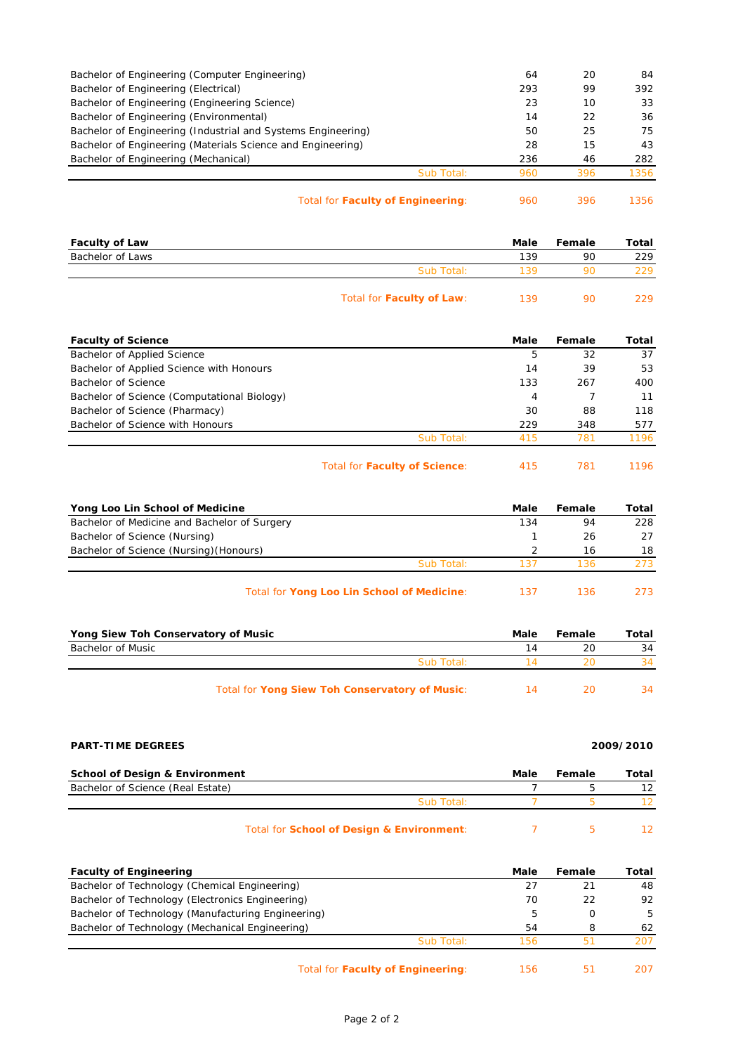| | Male | Female | Total |
|---|---|---|---|
| Bachelor of Engineering (Computer Engineering) | 64 | 20 | 84 |
| Bachelor of Engineering (Electrical) | 293 | 99 | 392 |
| Bachelor of Engineering (Engineering Science) | 23 | 10 | 33 |
| Bachelor of Engineering (Environmental) | 14 | 22 | 36 |
| Bachelor of Engineering (Industrial and Systems Engineering) | 50 | 25 | 75 |
| Bachelor of Engineering (Materials Science and Engineering) | 28 | 15 | 43 |
| Bachelor of Engineering (Mechanical) | 236 | 46 | 282 |
| Sub Total: | 960 | 396 | 1356 |
| Total for **Faculty of Engineering**: | 960 | 396 | 1356 |

| **Faculty of Law** | **Male** | **Female** | **Total** |
|---|---|---|---|
| Bachelor of Laws | 139 | 90 | 229 |
| Sub Total: | 139 | 90 | 229 |
| Total for **Faculty of Law**: | 139 | 90 | 229 |

| **Faculty of Science** | **Male** | **Female** | **Total** |
|---|---|---|---|
| Bachelor of Applied Science | 5 | 32 | 37 |
| Bachelor of Applied Science with Honours | 14 | 39 | 53 |
| Bachelor of Science | 133 | 267 | 400 |
| Bachelor of Science (Computational Biology) | 4 | 7 | 11 |
| Bachelor of Science (Pharmacy) | 30 | 88 | 118 |
| Bachelor of Science with Honours | 229 | 348 | 577 |
| Sub Total: | 415 | 781 | 1196 |
| Total for **Faculty of Science**: | 415 | 781 | 1196 |

| **Yong Loo Lin School of Medicine** | **Male** | **Female** | **Total** |
|---|---|---|---|
| Bachelor of Medicine and Bachelor of Surgery | 134 | 94 | 228 |
| Bachelor of Science (Nursing) | 1 | 26 | 27 |
| Bachelor of Science (Nursing)(Honours) | 2 | 16 | 18 |
| Sub Total: | 137 | 136 | 273 |
| Total for **Yong Loo Lin School of Medicine**: | 137 | 136 | 273 |

| **Yong Siew Toh Conservatory of Music** | **Male** | **Female** | **Total** |
|---|---|---|---|
| Bachelor of Music | 14 | 20 | 34 |
| Sub Total: | 14 | 20 | 34 |
| Total for **Yong Siew Toh Conservatory of Music**: | 14 | 20 | 34 |

**PART-TIME DEGREES** **2009/2010**

| **School of Design & Environment** | **Male** | **Female** | **Total** |
|---|---|---|---|
| Bachelor of Science (Real Estate) | 7 | 5 | 12 |
| Sub Total: | 7 | 5 | 12 |
| Total for **School of Design & Environment**: | 7 | 5 | 12 |

| **Faculty of Engineering** | **Male** | **Female** | **Total** |
|---|---|---|---|
| Bachelor of Technology (Chemical Engineering) | 27 | 21 | 48 |
| Bachelor of Technology (Electronics Engineering) | 70 | 22 | 92 |
| Bachelor of Technology (Manufacturing Engineering) | 5 | 0 | 5 |
| Bachelor of Technology (Mechanical Engineering) | 54 | 8 | 62 |
| Sub Total: | 156 | 51 | 207 |
| Total for **Faculty of Engineering**: | 156 | 51 | 207 |